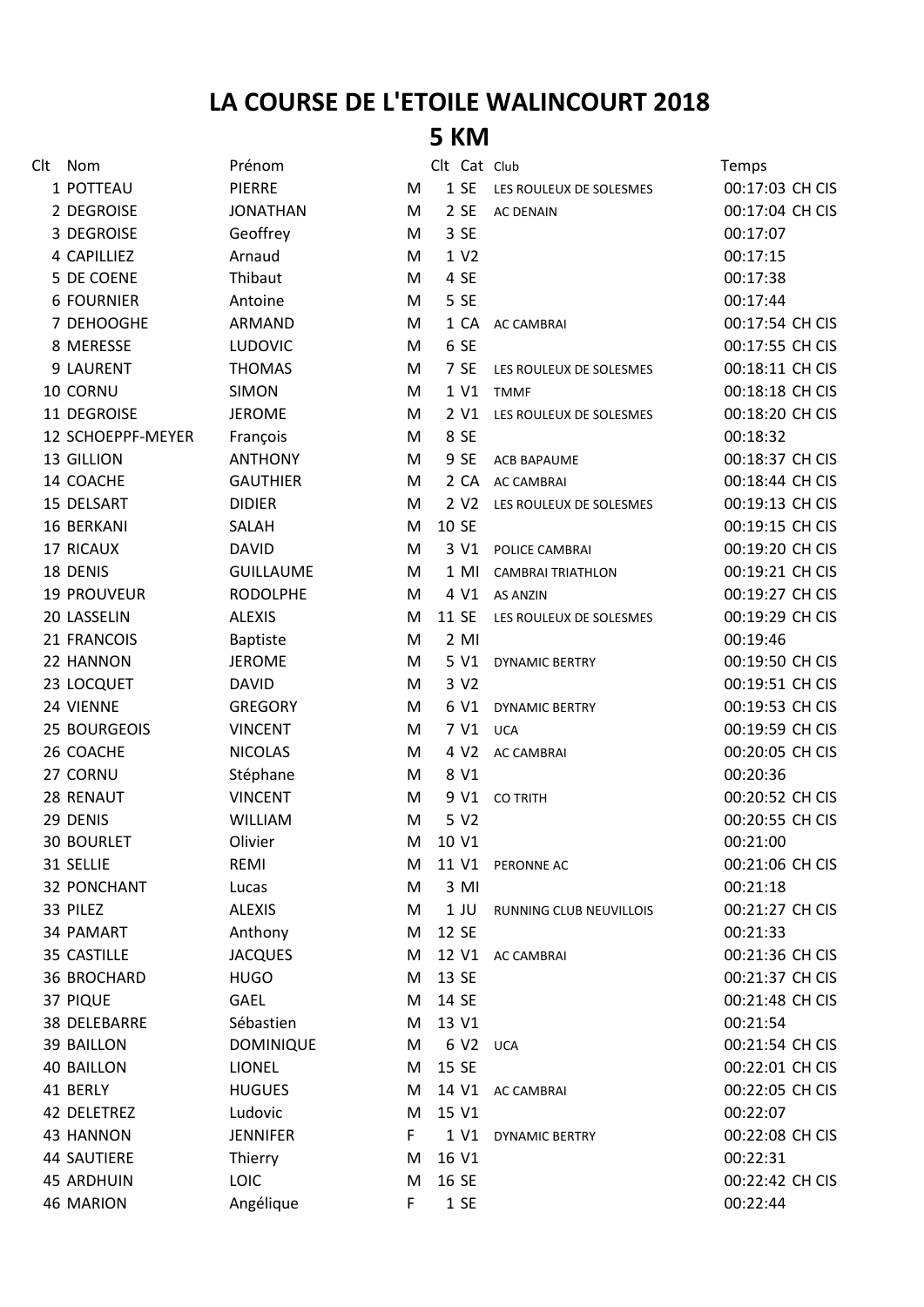# LA COURSE DE L'ETOILE WALINCOURT 2018

## 5 KM

| Clt | Nom | Prénom | | Clt | Cat | Club | Temps | |
|---|---|---|---|---|---|---|---|---|
| 1 | POTTEAU | PIERRE | M | 1 | SE | LES ROULEUX DE SOLESMES | 00:17:03 | CH CIS |
| 2 | DEGROISE | JONATHAN | M | 2 | SE | AC DENAIN | 00:17:04 | CH CIS |
| 3 | DEGROISE | Geoffrey | M | 3 | SE | | 00:17:07 | |
| 4 | CAPILLIEZ | Arnaud | M | 1 | V2 | | 00:17:15 | |
| 5 | DE COENE | Thibaut | M | 4 | SE | | 00:17:38 | |
| 6 | FOURNIER | Antoine | M | 5 | SE | | 00:17:44 | |
| 7 | DEHOOGHE | ARMAND | M | 1 | CA | AC CAMBRAI | 00:17:54 | CH CIS |
| 8 | MERESSE | LUDOVIC | M | 6 | SE | | 00:17:55 | CH CIS |
| 9 | LAURENT | THOMAS | M | 7 | SE | LES ROULEUX DE SOLESMES | 00:18:11 | CH CIS |
| 10 | CORNU | SIMON | M | 1 | V1 | TMMF | 00:18:18 | CH CIS |
| 11 | DEGROISE | JEROME | M | 2 | V1 | LES ROULEUX DE SOLESMES | 00:18:20 | CH CIS |
| 12 | SCHOEPPF-MEYER | François | M | 8 | SE | | 00:18:32 | |
| 13 | GILLION | ANTHONY | M | 9 | SE | ACB BAPAUME | 00:18:37 | CH CIS |
| 14 | COACHE | GAUTHIER | M | 2 | CA | AC CAMBRAI | 00:18:44 | CH CIS |
| 15 | DELSART | DIDIER | M | 2 | V2 | LES ROULEUX DE SOLESMES | 00:19:13 | CH CIS |
| 16 | BERKANI | SALAH | M | 10 | SE | | 00:19:15 | CH CIS |
| 17 | RICAUX | DAVID | M | 3 | V1 | POLICE CAMBRAI | 00:19:20 | CH CIS |
| 18 | DENIS | GUILLAUME | M | 1 | MI | CAMBRAI TRIATHLON | 00:19:21 | CH CIS |
| 19 | PROUVEUR | RODOLPHE | M | 4 | V1 | AS ANZIN | 00:19:27 | CH CIS |
| 20 | LASSELIN | ALEXIS | M | 11 | SE | LES ROULEUX DE SOLESMES | 00:19:29 | CH CIS |
| 21 | FRANCOIS | Baptiste | M | 2 | MI | | 00:19:46 | |
| 22 | HANNON | JEROME | M | 5 | V1 | DYNAMIC BERTRY | 00:19:50 | CH CIS |
| 23 | LOCQUET | DAVID | M | 3 | V2 | | 00:19:51 | CH CIS |
| 24 | VIENNE | GREGORY | M | 6 | V1 | DYNAMIC BERTRY | 00:19:53 | CH CIS |
| 25 | BOURGEOIS | VINCENT | M | 7 | V1 | UCA | 00:19:59 | CH CIS |
| 26 | COACHE | NICOLAS | M | 4 | V2 | AC CAMBRAI | 00:20:05 | CH CIS |
| 27 | CORNU | Stéphane | M | 8 | V1 | | 00:20:36 | |
| 28 | RENAUT | VINCENT | M | 9 | V1 | CO TRITH | 00:20:52 | CH CIS |
| 29 | DENIS | WILLIAM | M | 5 | V2 | | 00:20:55 | CH CIS |
| 30 | BOURLET | Olivier | M | 10 | V1 | | 00:21:00 | |
| 31 | SELLIE | REMI | M | 11 | V1 | PERONNE AC | 00:21:06 | CH CIS |
| 32 | PONCHANT | Lucas | M | 3 | MI | | 00:21:18 | |
| 33 | PILEZ | ALEXIS | M | 1 | JU | RUNNING CLUB NEUVILLOIS | 00:21:27 | CH CIS |
| 34 | PAMART | Anthony | M | 12 | SE | | 00:21:33 | |
| 35 | CASTILLE | JACQUES | M | 12 | V1 | AC CAMBRAI | 00:21:36 | CH CIS |
| 36 | BROCHARD | HUGO | M | 13 | SE | | 00:21:37 | CH CIS |
| 37 | PIQUE | GAEL | M | 14 | SE | | 00:21:48 | CH CIS |
| 38 | DELEBARRE | Sébastien | M | 13 | V1 | | 00:21:54 | |
| 39 | BAILLON | DOMINIQUE | M | 6 | V2 | UCA | 00:21:54 | CH CIS |
| 40 | BAILLON | LIONEL | M | 15 | SE | | 00:22:01 | CH CIS |
| 41 | BERLY | HUGUES | M | 14 | V1 | AC CAMBRAI | 00:22:05 | CH CIS |
| 42 | DELETREZ | Ludovic | M | 15 | V1 | | 00:22:07 | |
| 43 | HANNON | JENNIFER | F | 1 | V1 | DYNAMIC BERTRY | 00:22:08 | CH CIS |
| 44 | SAUTIERE | Thierry | M | 16 | V1 | | 00:22:31 | |
| 45 | ARDHUIN | LOIC | M | 16 | SE | | 00:22:42 | CH CIS |
| 46 | MARION | Angélique | F | 1 | SE | | 00:22:44 | |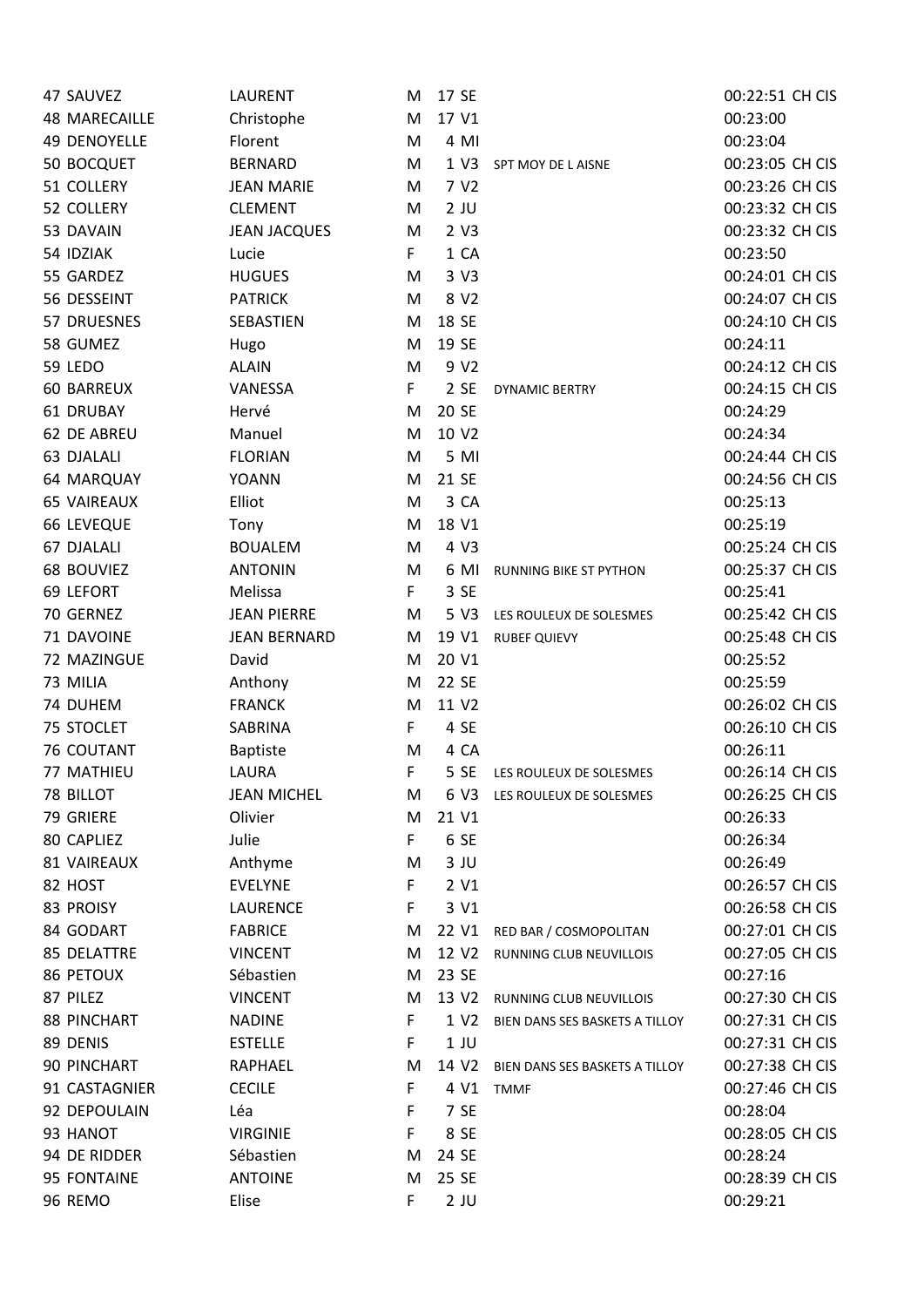| | | | | | | | | |
|---|---|---|---|---|---|---|---|---|
| 47 | SAUVEZ | LAURENT | M | 17 | SE | | 00:22:51 | CH CIS |
| 48 | MARECAILLE | Christophe | M | 17 | V1 | | 00:23:00 | |
| 49 | DENOYELLE | Florent | M | 4 | MI | | 00:23:04 | |
| 50 | BOCQUET | BERNARD | M | 1 | V3 | SPT MOY DE L AISNE | 00:23:05 | CH CIS |
| 51 | COLLERY | JEAN MARIE | M | 7 | V2 | | 00:23:26 | CH CIS |
| 52 | COLLERY | CLEMENT | M | 2 | JU | | 00:23:32 | CH CIS |
| 53 | DAVAIN | JEAN JACQUES | M | 2 | V3 | | 00:23:32 | CH CIS |
| 54 | IDZIAK | Lucie | F | 1 | CA | | 00:23:50 | |
| 55 | GARDEZ | HUGUES | M | 3 | V3 | | 00:24:01 | CH CIS |
| 56 | DESSEINT | PATRICK | M | 8 | V2 | | 00:24:07 | CH CIS |
| 57 | DRUESNES | SEBASTIEN | M | 18 | SE | | 00:24:10 | CH CIS |
| 58 | GUMEZ | Hugo | M | 19 | SE | | 00:24:11 | |
| 59 | LEDO | ALAIN | M | 9 | V2 | | 00:24:12 | CH CIS |
| 60 | BARREUX | VANESSA | F | 2 | SE | DYNAMIC BERTRY | 00:24:15 | CH CIS |
| 61 | DRUBAY | Hervé | M | 20 | SE | | 00:24:29 | |
| 62 | DE ABREU | Manuel | M | 10 | V2 | | 00:24:34 | |
| 63 | DJALALI | FLORIAN | M | 5 | MI | | 00:24:44 | CH CIS |
| 64 | MARQUAY | YOANN | M | 21 | SE | | 00:24:56 | CH CIS |
| 65 | VAIREAUX | Elliot | M | 3 | CA | | 00:25:13 | |
| 66 | LEVEQUE | Tony | M | 18 | V1 | | 00:25:19 | |
| 67 | DJALALI | BOUALEM | M | 4 | V3 | | 00:25:24 | CH CIS |
| 68 | BOUVIEZ | ANTONIN | M | 6 | MI | RUNNING BIKE ST PYTHON | 00:25:37 | CH CIS |
| 69 | LEFORT | Melissa | F | 3 | SE | | 00:25:41 | |
| 70 | GERNEZ | JEAN PIERRE | M | 5 | V3 | LES ROULEUX DE SOLESMES | 00:25:42 | CH CIS |
| 71 | DAVOINE | JEAN BERNARD | M | 19 | V1 | RUBEF QUIEVY | 00:25:48 | CH CIS |
| 72 | MAZINGUE | David | M | 20 | V1 | | 00:25:52 | |
| 73 | MILIA | Anthony | M | 22 | SE | | 00:25:59 | |
| 74 | DUHEM | FRANCK | M | 11 | V2 | | 00:26:02 | CH CIS |
| 75 | STOCLET | SABRINA | F | 4 | SE | | 00:26:10 | CH CIS |
| 76 | COUTANT | Baptiste | M | 4 | CA | | 00:26:11 | |
| 77 | MATHIEU | LAURA | F | 5 | SE | LES ROULEUX DE SOLESMES | 00:26:14 | CH CIS |
| 78 | BILLOT | JEAN MICHEL | M | 6 | V3 | LES ROULEUX DE SOLESMES | 00:26:25 | CH CIS |
| 79 | GRIERE | Olivier | M | 21 | V1 | | 00:26:33 | |
| 80 | CAPLIEZ | Julie | F | 6 | SE | | 00:26:34 | |
| 81 | VAIREAUX | Anthyme | M | 3 | JU | | 00:26:49 | |
| 82 | HOST | EVELYNE | F | 2 | V1 | | 00:26:57 | CH CIS |
| 83 | PROISY | LAURENCE | F | 3 | V1 | | 00:26:58 | CH CIS |
| 84 | GODART | FABRICE | M | 22 | V1 | RED BAR / COSMOPOLITAN | 00:27:01 | CH CIS |
| 85 | DELATTRE | VINCENT | M | 12 | V2 | RUNNING CLUB NEUVILLOIS | 00:27:05 | CH CIS |
| 86 | PETOUX | Sébastien | M | 23 | SE | | 00:27:16 | |
| 87 | PILEZ | VINCENT | M | 13 | V2 | RUNNING CLUB NEUVILLOIS | 00:27:30 | CH CIS |
| 88 | PINCHART | NADINE | F | 1 | V2 | BIEN DANS SES BASKETS A TILLOY | 00:27:31 | CH CIS |
| 89 | DENIS | ESTELLE | F | 1 | JU | | 00:27:31 | CH CIS |
| 90 | PINCHART | RAPHAEL | M | 14 | V2 | BIEN DANS SES BASKETS A TILLOY | 00:27:38 | CH CIS |
| 91 | CASTAGNIER | CECILE | F | 4 | V1 | TMMF | 00:27:46 | CH CIS |
| 92 | DEPOULAIN | Léa | F | 7 | SE | | 00:28:04 | |
| 93 | HANOT | VIRGINIE | F | 8 | SE | | 00:28:05 | CH CIS |
| 94 | DE RIDDER | Sébastien | M | 24 | SE | | 00:28:24 | |
| 95 | FONTAINE | ANTOINE | M | 25 | SE | | 00:28:39 | CH CIS |
| 96 | REMO | Elise | F | 2 | JU | | 00:29:21 | |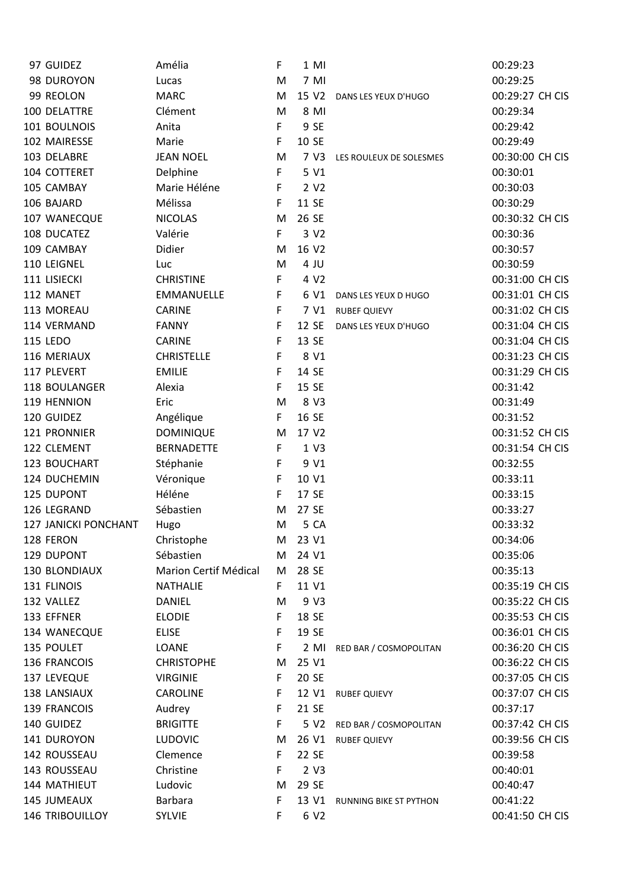| | | | | | | | |
|---|---|---|---|---|---|---|---|
| 97 | GUIDEZ | Amélia | F | 1 | MI | | 00:29:23 |
| 98 | DUROYON | Lucas | M | 7 | MI | | 00:29:25 |
| 99 | REOLON | MARC | M | 15 | V2 | DANS LES YEUX D'HUGO | 00:29:27 CH CIS |
| 100 | DELATTRE | Clément | M | 8 | MI | | 00:29:34 |
| 101 | BOULNOIS | Anita | F | 9 | SE | | 00:29:42 |
| 102 | MAIRESSE | Marie | F | 10 | SE | | 00:29:49 |
| 103 | DELABRE | JEAN NOEL | M | 7 | V3 | LES ROULEUX DE SOLESMES | 00:30:00 CH CIS |
| 104 | COTTERET | Delphine | F | 5 | V1 | | 00:30:01 |
| 105 | CAMBAY | Marie Héléne | F | 2 | V2 | | 00:30:03 |
| 106 | BAJARD | Mélissa | F | 11 | SE | | 00:30:29 |
| 107 | WANECQUE | NICOLAS | M | 26 | SE | | 00:30:32 CH CIS |
| 108 | DUCATEZ | Valérie | F | 3 | V2 | | 00:30:36 |
| 109 | CAMBAY | Didier | M | 16 | V2 | | 00:30:57 |
| 110 | LEIGNEL | Luc | M | 4 | JU | | 00:30:59 |
| 111 | LISIECKI | CHRISTINE | F | 4 | V2 | | 00:31:00 CH CIS |
| 112 | MANET | EMMANUELLE | F | 6 | V1 | DANS LES YEUX D HUGO | 00:31:01 CH CIS |
| 113 | MOREAU | CARINE | F | 7 | V1 | RUBEF QUIEVY | 00:31:02 CH CIS |
| 114 | VERMAND | FANNY | F | 12 | SE | DANS LES YEUX D'HUGO | 00:31:04 CH CIS |
| 115 | LEDO | CARINE | F | 13 | SE | | 00:31:04 CH CIS |
| 116 | MERIAUX | CHRISTELLE | F | 8 | V1 | | 00:31:23 CH CIS |
| 117 | PLEVERT | EMILIE | F | 14 | SE | | 00:31:29 CH CIS |
| 118 | BOULANGER | Alexia | F | 15 | SE | | 00:31:42 |
| 119 | HENNION | Eric | M | 8 | V3 | | 00:31:49 |
| 120 | GUIDEZ | Angélique | F | 16 | SE | | 00:31:52 |
| 121 | PRONNIER | DOMINIQUE | M | 17 | V2 | | 00:31:52 CH CIS |
| 122 | CLEMENT | BERNADETTE | F | 1 | V3 | | 00:31:54 CH CIS |
| 123 | BOUCHART | Stéphanie | F | 9 | V1 | | 00:32:55 |
| 124 | DUCHEMIN | Véronique | F | 10 | V1 | | 00:33:11 |
| 125 | DUPONT | Héléne | F | 17 | SE | | 00:33:15 |
| 126 | LEGRAND | Sébastien | M | 27 | SE | | 00:33:27 |
| 127 | JANICKI PONCHANT | Hugo | M | 5 | CA | | 00:33:32 |
| 128 | FERON | Christophe | M | 23 | V1 | | 00:34:06 |
| 129 | DUPONT | Sébastien | M | 24 | V1 | | 00:35:06 |
| 130 | BLONDIAUX | Marion Certif Médical | M | 28 | SE | | 00:35:13 |
| 131 | FLINOIS | NATHALIE | F | 11 | V1 | | 00:35:19 CH CIS |
| 132 | VALLEZ | DANIEL | M | 9 | V3 | | 00:35:22 CH CIS |
| 133 | EFFNER | ELODIE | F | 18 | SE | | 00:35:53 CH CIS |
| 134 | WANECQUE | ELISE | F | 19 | SE | | 00:36:01 CH CIS |
| 135 | POULET | LOANE | F | 2 | MI | RED BAR / COSMOPOLITAN | 00:36:20 CH CIS |
| 136 | FRANCOIS | CHRISTOPHE | M | 25 | V1 | | 00:36:22 CH CIS |
| 137 | LEVEQUE | VIRGINIE | F | 20 | SE | | 00:37:05 CH CIS |
| 138 | LANSIAUX | CAROLINE | F | 12 | V1 | RUBEF QUIEVY | 00:37:07 CH CIS |
| 139 | FRANCOIS | Audrey | F | 21 | SE | | 00:37:17 |
| 140 | GUIDEZ | BRIGITTE | F | 5 | V2 | RED BAR / COSMOPOLITAN | 00:37:42 CH CIS |
| 141 | DUROYON | LUDOVIC | M | 26 | V1 | RUBEF QUIEVY | 00:39:56 CH CIS |
| 142 | ROUSSEAU | Clemence | F | 22 | SE | | 00:39:58 |
| 143 | ROUSSEAU | Christine | F | 2 | V3 | | 00:40:01 |
| 144 | MATHIEUT | Ludovic | M | 29 | SE | | 00:40:47 |
| 145 | JUMEAUX | Barbara | F | 13 | V1 | RUNNING BIKE ST PYTHON | 00:41:22 |
| 146 | TRIBOUILLOY | SYLVIE | F | 6 | V2 | | 00:41:50 CH CIS |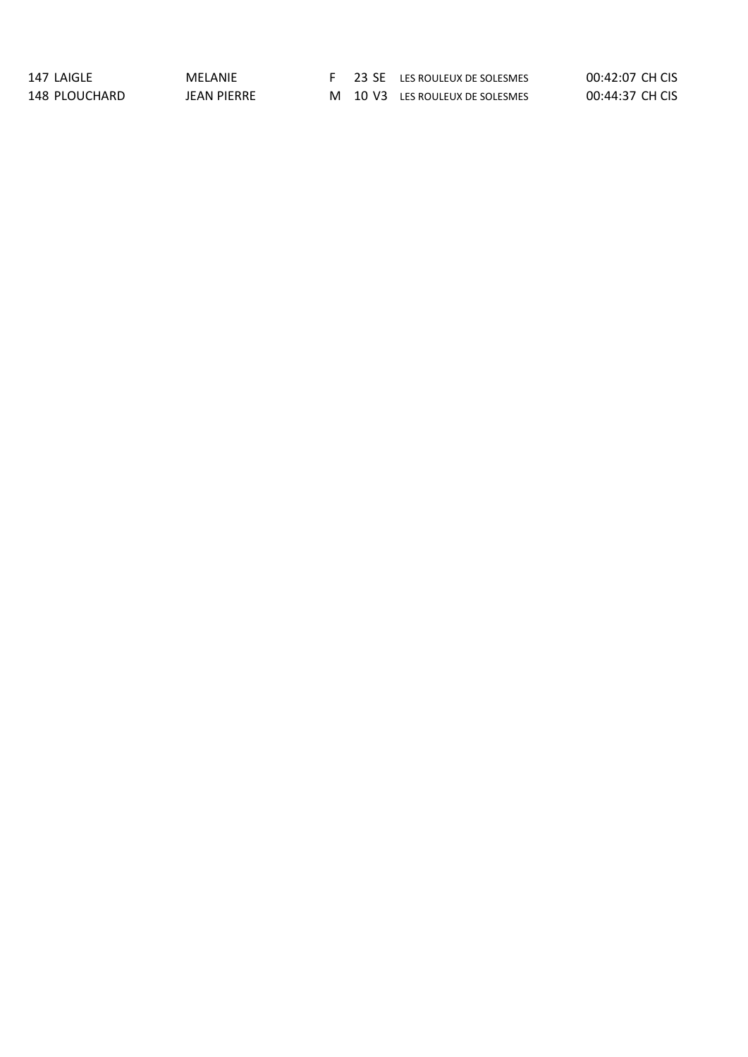| | | | | | | | | |
|---|---|---|---|---|---|---|---|---|
| 147 | LAIGLE | MELANIE | F | 23 | SE | LES ROULEUX DE SOLESMES | 00:42:07 | CH CIS |
| 148 | PLOUCHARD | JEAN PIERRE | M | 10 | V3 | LES ROULEUX DE SOLESMES | 00:44:37 | CH CIS |